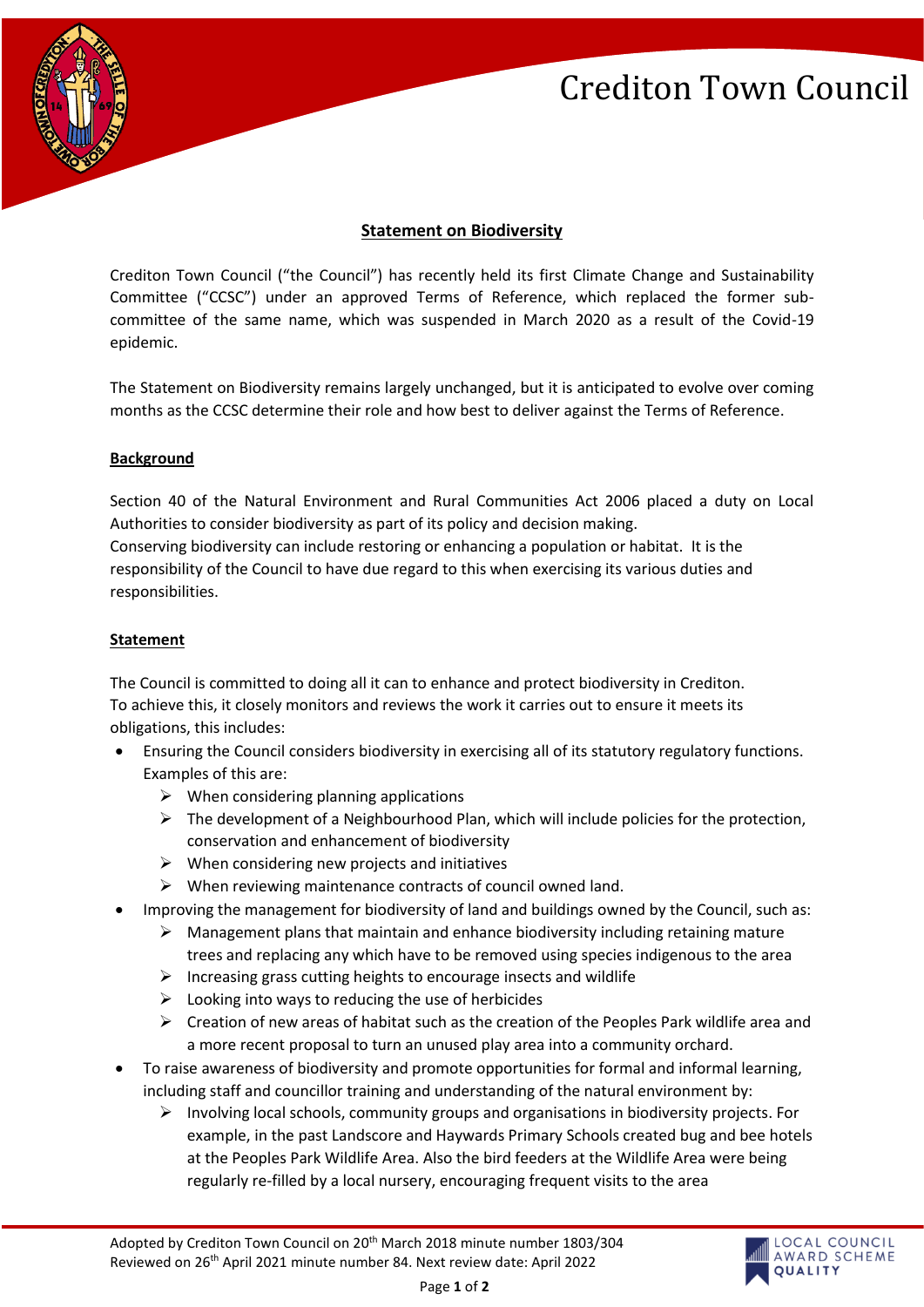# Crediton Town Council

## Statement on Biodiversity

Crediton Town Council ("the Council") has recently held its first Climate Change and Sustainability Committee ("CCSC") under an approved Terms of Reference, which replaced the former sub-committee of the same name, which was suspended in March 2020 as a result of the Covid-19 epidemic.

The Statement on Biodiversity remains largely unchanged, but it is anticipated to evolve over coming months as the CCSC determine their role and how best to deliver against the Terms of Reference.

### Background

Section 40 of the Natural Environment and Rural Communities Act 2006 placed a duty on Local Authorities to consider biodiversity as part of its policy and decision making.
Conserving biodiversity can include restoring or enhancing a population or habitat. It is the responsibility of the Council to have due regard to this when exercising its various duties and responsibilities.

### Statement

The Council is committed to doing all it can to enhance and protect biodiversity in Crediton.
To achieve this, it closely monitors and reviews the work it carries out to ensure it meets its obligations, this includes:

- Ensuring the Council considers biodiversity in exercising all of its statutory regulatory functions. Examples of this are:
  - When considering planning applications
  - The development of a Neighbourhood Plan, which will include policies for the protection, conservation and enhancement of biodiversity
  - When considering new projects and initiatives
  - When reviewing maintenance contracts of council owned land.
- Improving the management for biodiversity of land and buildings owned by the Council, such as:
  - Management plans that maintain and enhance biodiversity including retaining mature trees and replacing any which have to be removed using species indigenous to the area
  - Increasing grass cutting heights to encourage insects and wildlife
  - Looking into ways to reducing the use of herbicides
  - Creation of new areas of habitat such as the creation of the Peoples Park wildlife area and a more recent proposal to turn an unused play area into a community orchard.
- To raise awareness of biodiversity and promote opportunities for formal and informal learning, including staff and councillor training and understanding of the natural environment by:
  - Involving local schools, community groups and organisations in biodiversity projects. For example, in the past Landscore and Haywards Primary Schools created bug and bee hotels at the Peoples Park Wildlife Area. Also the bird feeders at the Wildlife Area were being regularly re-filled by a local nursery, encouraging frequent visits to the area

Adopted by Crediton Town Council on 20th March 2018 minute number 1803/304
Reviewed on 26th April 2021 minute number 84. Next review date: April 2022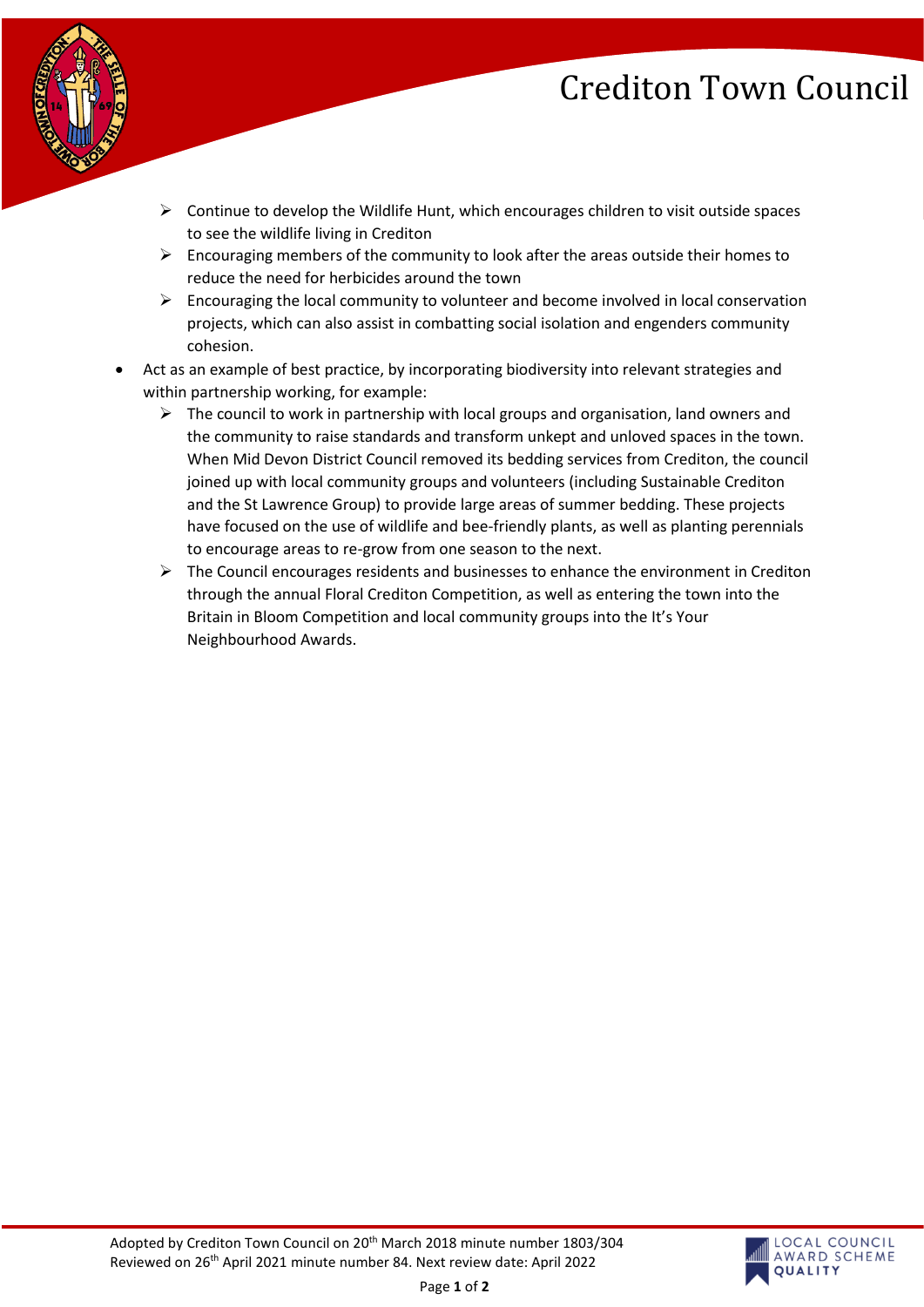- Continue to develop the Wildlife Hunt, which encourages children to visit outside spaces to see the wildlife living in Crediton
  - Encouraging members of the community to look after the areas outside their homes to reduce the need for herbicides around the town
  - Encouraging the local community to volunteer and become involved in local conservation projects, which can also assist in combatting social isolation and engenders community cohesion.
- Act as an example of best practice, by incorporating biodiversity into relevant strategies and within partnership working, for example:
  - The council to work in partnership with local groups and organisation, land owners and the community to raise standards and transform unkept and unloved spaces in the town. When Mid Devon District Council removed its bedding services from Crediton, the council joined up with local community groups and volunteers (including Sustainable Crediton and the St Lawrence Group) to provide large areas of summer bedding. These projects have focused on the use of wildlife and bee-friendly plants, as well as planting perennials to encourage areas to re-grow from one season to the next.
  - The Council encourages residents and businesses to enhance the environment in Crediton through the annual Floral Crediton Competition, as well as entering the town into the Britain in Bloom Competition and local community groups into the It's Your Neighbourhood Awards.

Adopted by Crediton Town Council on 20th March 2018 minute number 1803/304
Reviewed on 26th April 2021 minute number 84. Next review date: April 2022